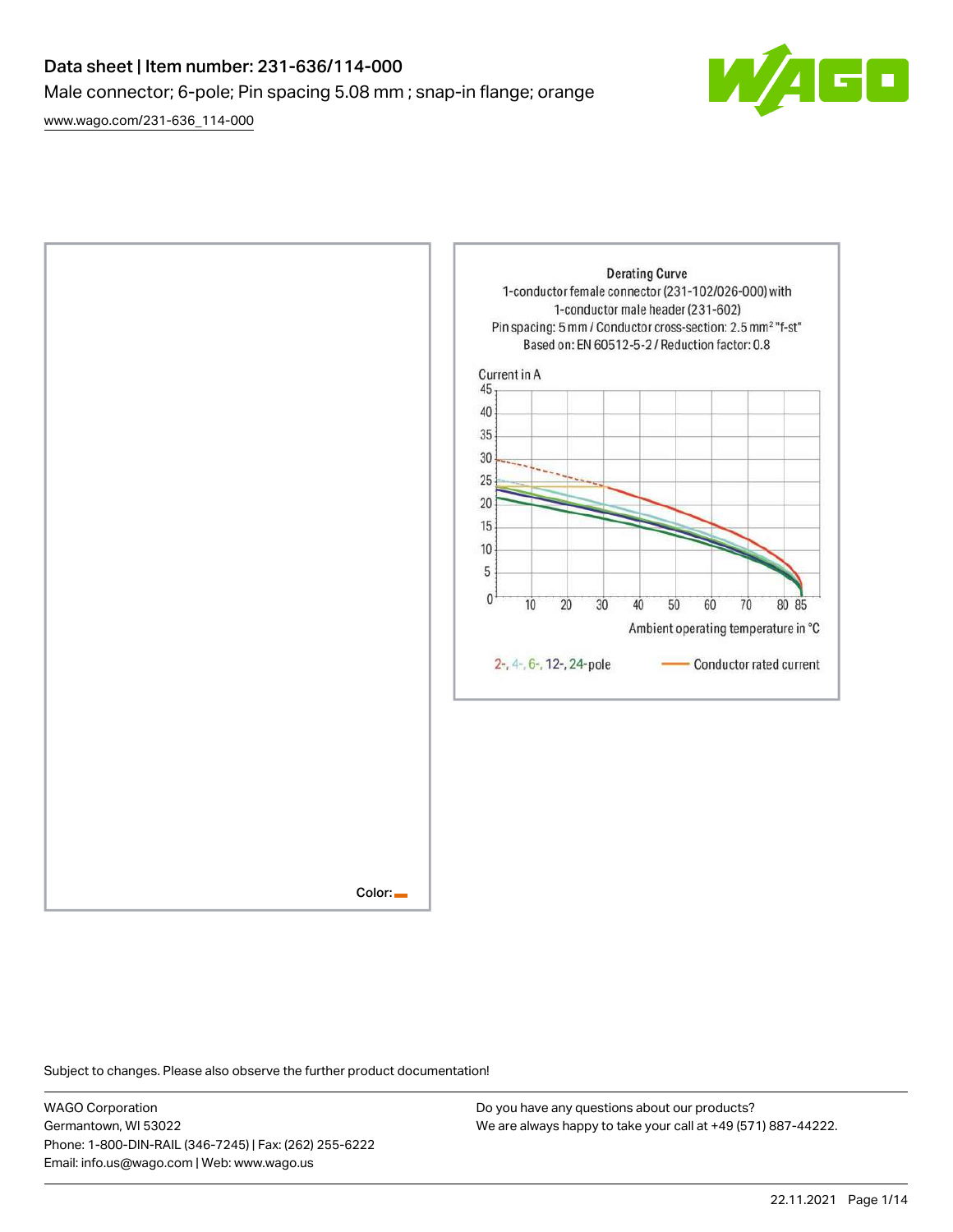# Data sheet | Item number: 231-636/114-000

Male connector; 6-pole; Pin spacing 5.08 mm ; snap-in flange; orange

www.wago.com/231-636_114-000

Color:

Derating Curve
1-conductor female connector (231-102/026-000) with
1-conductor male header (231-602)
Pin spacing: 5 mm / Conductor cross-section: 2.5 mm² "f-st"
Based on: EN 60512-5-2 / Reduction factor: 0.8

Current in A

Ambient operating temperature in °C

2-, 4-, 6-, 12-, 24-pole — Conductor rated current

Subject to changes. Please also observe the further product documentation!

WAGO Corporation
Germantown, WI 53022
Phone: 1-800-DIN-RAIL (346-7245) | Fax: (262) 255-6222
Email: info.us@wago.com | Web: www.wago.us

Do you have any questions about our products?
We are always happy to take your call at +49 (571) 887-44222.

22.11.2021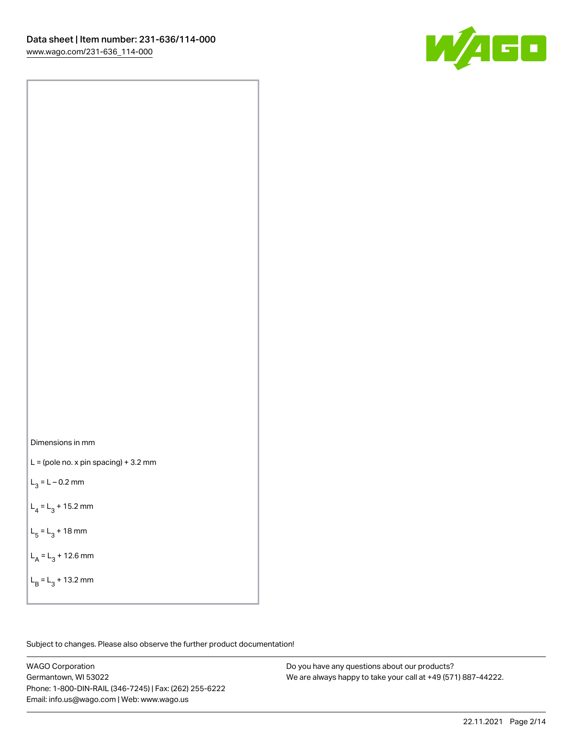Dimensions in mm

L = (pole no. x pin spacing) + 3.2 mm

$L_3$ = L – 0.2 mm

$L_4$ = $L_3$ + 15.2 mm

$L_5$ = $L_3$ + 18 mm

$L_A$ = $L_3$ + 12.6 mm

$L_B$ = $L_3$ + 13.2 mm

Subject to changes. Please also observe the further product documentation!

WAGO Corporation
Germantown, WI 53022
Phone: 1-800-DIN-RAIL (346-7245) | Fax: (262) 255-6222
Email: info.us@wago.com | Web: www.wago.us

Do you have any questions about our products?
We are always happy to take your call at +49 (571) 887-44222.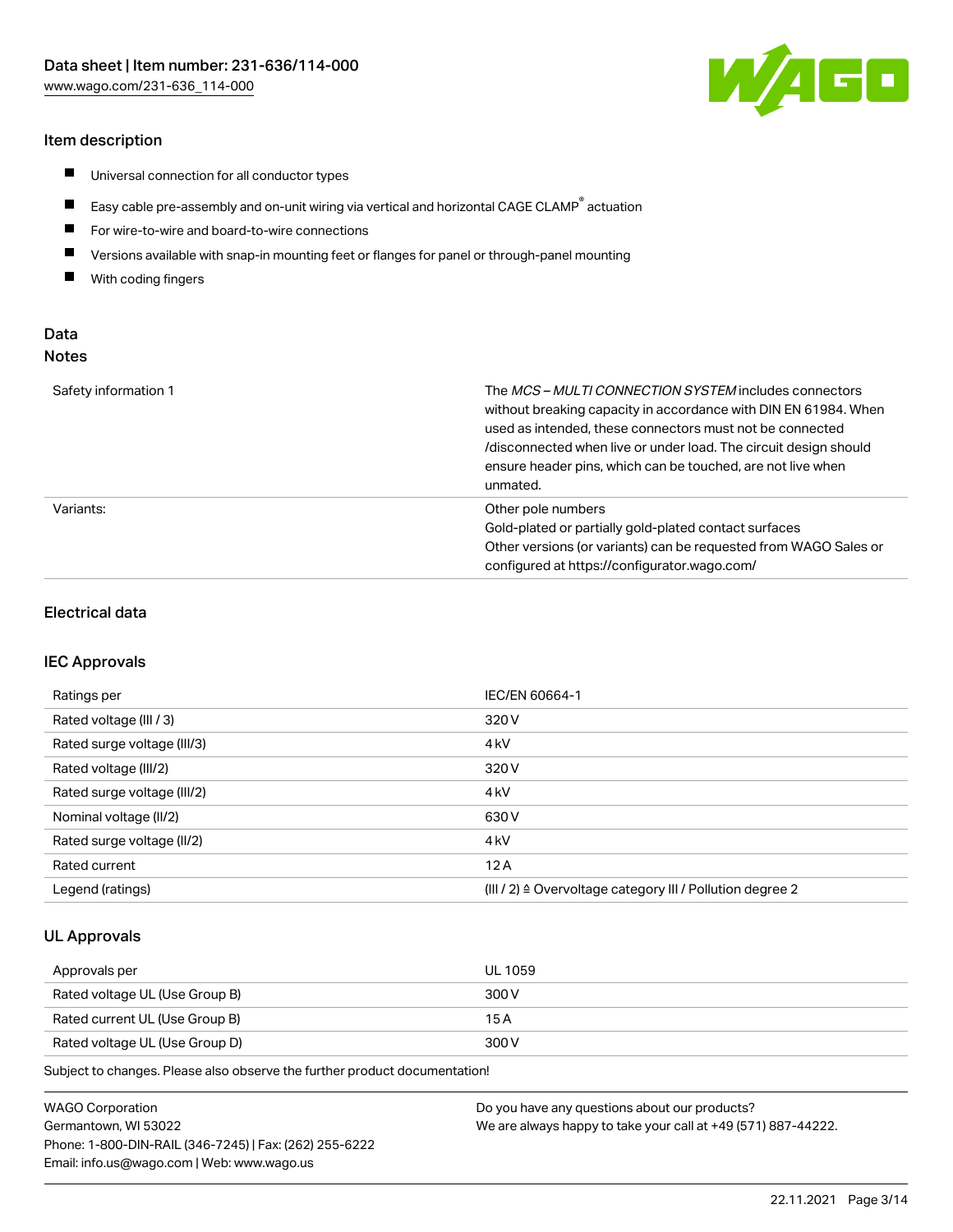### Item description

- Universal connection for all conductor types
- Easy cable pre-assembly and on-unit wiring via vertical and horizontal CAGE CLAMP® actuation
- For wire-to-wire and board-to-wire connections
- Versions available with snap-in mounting feet or flanges for panel or through-panel mounting
- With coding fingers

## Data

### Notes

| | |
|---|---|
| Safety information 1 | The *MCS – MULTI CONNECTION SYSTEM* includes connectors without breaking capacity in accordance with DIN EN 61984. When used as intended, these connectors must not be connected /disconnected when live or under load. The circuit design should ensure header pins, which can be touched, are not live when unmated. |
| Variants: | Other pole numbers<br>Gold-plated or partially gold-plated contact surfaces<br>Other versions (or variants) can be requested from WAGO Sales or configured at https://configurator.wago.com/ |

### Electrical data

### IEC Approvals

| | |
|---|---|
| Ratings per | IEC/EN 60664-1 |
| Rated voltage (III / 3) | 320 V |
| Rated surge voltage (III/3) | 4 kV |
| Rated voltage (III/2) | 320 V |
| Rated surge voltage (III/2) | 4 kV |
| Nominal voltage (II/2) | 630 V |
| Rated surge voltage (II/2) | 4 kV |
| Rated current | 12 A |
| Legend (ratings) | (III / 2) ≙ Overvoltage category III / Pollution degree 2 |

### UL Approvals

| | |
|---|---|
| Approvals per | UL 1059 |
| Rated voltage UL (Use Group B) | 300 V |
| Rated current UL (Use Group B) | 15 A |
| Rated voltage UL (Use Group D) | 300 V |

Subject to changes. Please also observe the further product documentation!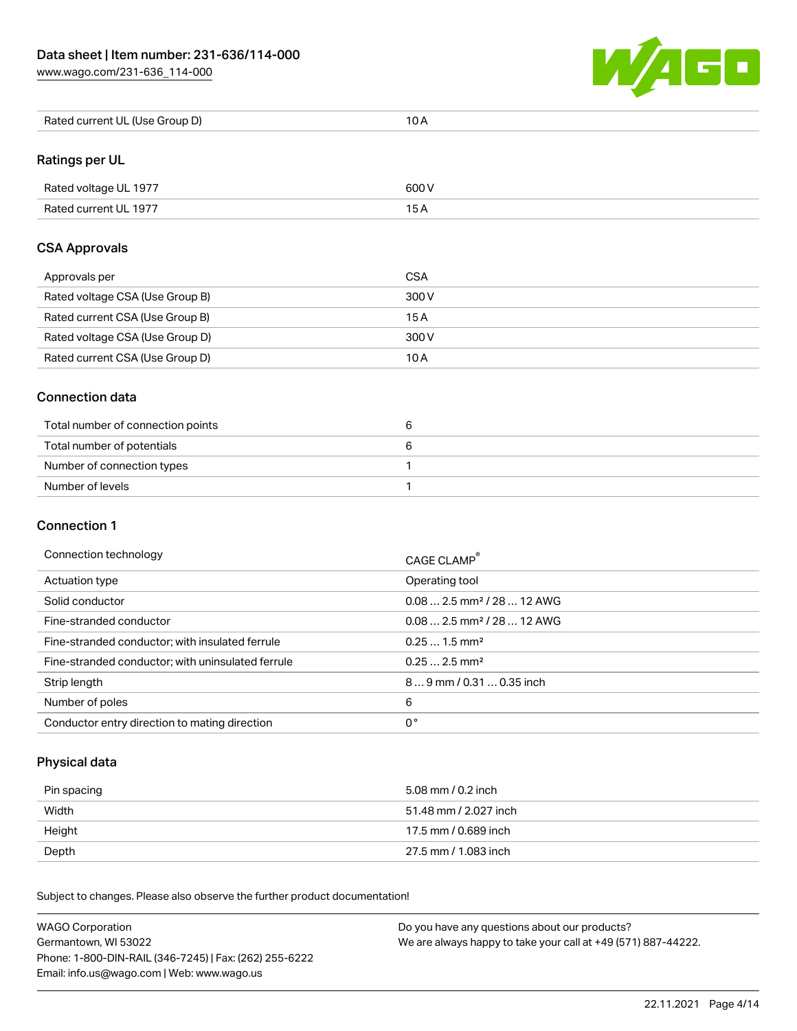| Rated current UL (Use Group D) | 10 A |
| --- | --- |

## Ratings per UL

| Rated voltage UL 1977 | 600 V |
| --- | --- |
| Rated current UL 1977 | 15 A |

## CSA Approvals

| Approvals per | CSA |
| --- | --- |
| Rated voltage CSA (Use Group B) | 300 V |
| Rated current CSA (Use Group B) | 15 A |
| Rated voltage CSA (Use Group D) | 300 V |
| Rated current CSA (Use Group D) | 10 A |

## Connection data

| Total number of connection points | 6 |
| --- | --- |
| Total number of potentials | 6 |
| Number of connection types | 1 |
| Number of levels | 1 |

## Connection 1

| Connection technology | CAGE CLAMP® |
| --- | --- |
| Actuation type | Operating tool |
| Solid conductor | 0.08 … 2.5 mm² / 28 … 12 AWG |
| Fine-stranded conductor | 0.08 … 2.5 mm² / 28 … 12 AWG |
| Fine-stranded conductor; with insulated ferrule | 0.25 … 1.5 mm² |
| Fine-stranded conductor; with uninsulated ferrule | 0.25 … 2.5 mm² |
| Strip length | 8 … 9 mm / 0.31 … 0.35 inch |
| Number of poles | 6 |
| Conductor entry direction to mating direction | 0 ° |

## Physical data

| Pin spacing | 5.08 mm / 0.2 inch |
| --- | --- |
| Width | 51.48 mm / 2.027 inch |
| Height | 17.5 mm / 0.689 inch |
| Depth | 27.5 mm / 1.083 inch |

Subject to changes. Please also observe the further product documentation!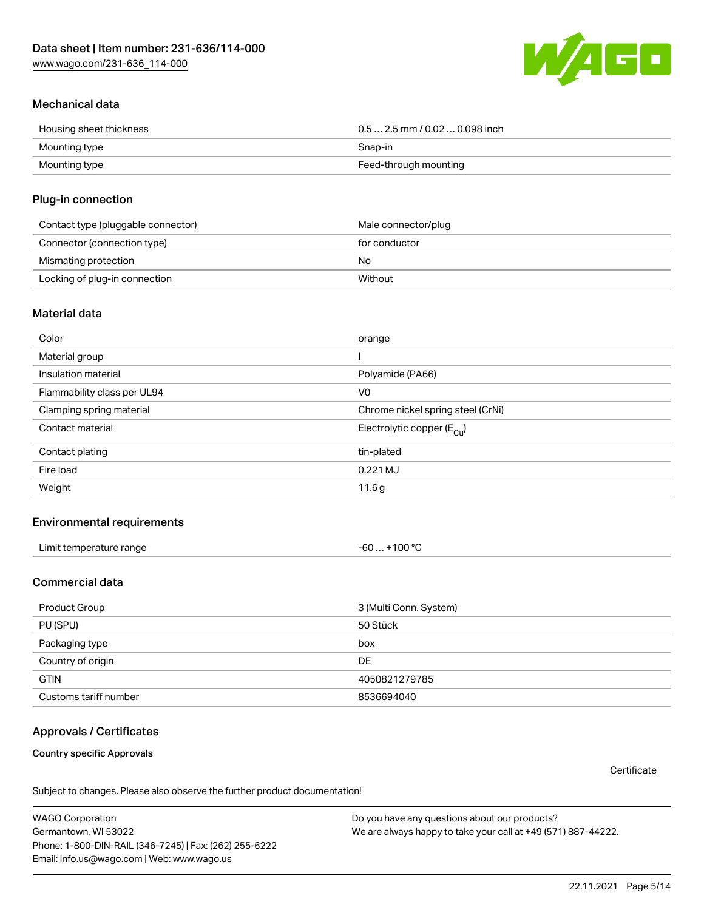## Mechanical data

| | |
|---|---|
| Housing sheet thickness | 0.5 … 2.5 mm / 0.02 … 0.098 inch |
| Mounting type | Snap-in |
| Mounting type | Feed-through mounting |

## Plug-in connection

| | |
|---|---|
| Contact type (pluggable connector) | Male connector/plug |
| Connector (connection type) | for conductor |
| Mismating protection | No |
| Locking of plug-in connection | Without |

## Material data

| | |
|---|---|
| Color | orange |
| Material group | I |
| Insulation material | Polyamide (PA66) |
| Flammability class per UL94 | V0 |
| Clamping spring material | Chrome nickel spring steel (CrNi) |
| Contact material | Electrolytic copper ($E_{Cu}$) |
| Contact plating | tin-plated |
| Fire load | 0.221 MJ |
| Weight | 11.6 g |

## Environmental requirements

| | |
|---|---|
| Limit temperature range | -60 … +100 °C |

## Commercial data

| | |
|---|---|
| Product Group | 3 (Multi Conn. System) |
| PU (SPU) | 50 Stück |
| Packaging type | box |
| Country of origin | DE |
| GTIN | 4050821279785 |
| Customs tariff number | 8536694040 |

## Approvals / Certificates

**Country specific Approvals**

Certificate

Subject to changes. Please also observe the further product documentation!

WAGO Corporation
Germantown, WI 53022
Phone: 1-800-DIN-RAIL (346-7245) | Fax: (262) 255-6222
Email: info.us@wago.com | Web: www.wago.us

Do you have any questions about our products?
We are always happy to take your call at +49 (571) 887-44222.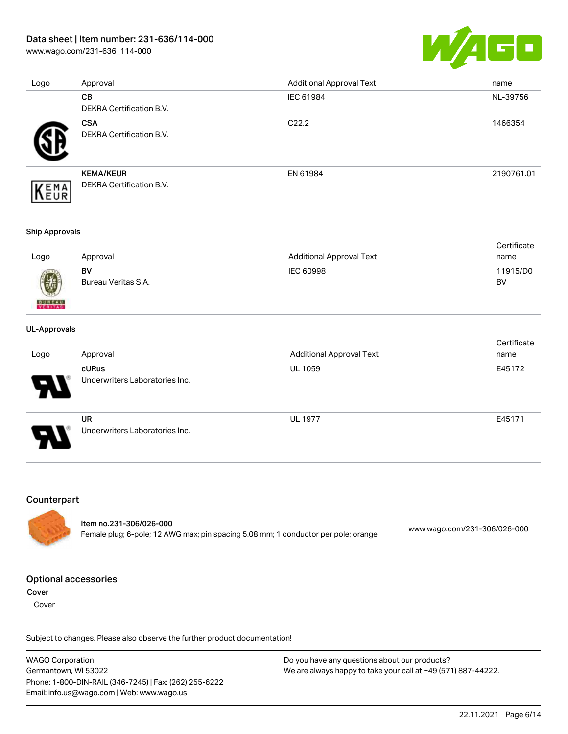| Logo | Approval | Additional Approval Text | name |
| --- | --- | --- | --- |
| | **CB**<br>DEKRA Certification B.V. | IEC 61984 | NL-39756 |
| | **CSA**<br>DEKRA Certification B.V. | C22.2 | 1466354 |
| | **KEMA/KEUR**<br>DEKRA Certification B.V. | EN 61984 | 2190761.01 |

**Ship Approvals**

| Logo | Approval | Additional Approval Text | Certificate name |
| --- | --- | --- | --- |
| | **BV**<br>Bureau Veritas S.A. | IEC 60998 | 11915/D0 BV |

**UL-Approvals**

| Logo | Approval | Additional Approval Text | Certificate name |
| --- | --- | --- | --- |
| | **cURus**<br>Underwriters Laboratories Inc. | UL 1059 | E45172 |
| | **UR**<br>Underwriters Laboratories Inc. | UL 1977 | E45171 |

## Counterpart

**Item no.231-306/026-000**
Female plug; 6-pole; 12 AWG max; pin spacing 5.08 mm; 1 conductor per pole; orange — www.wago.com/231-306/026-000

## Optional accessories

**Cover**

Cover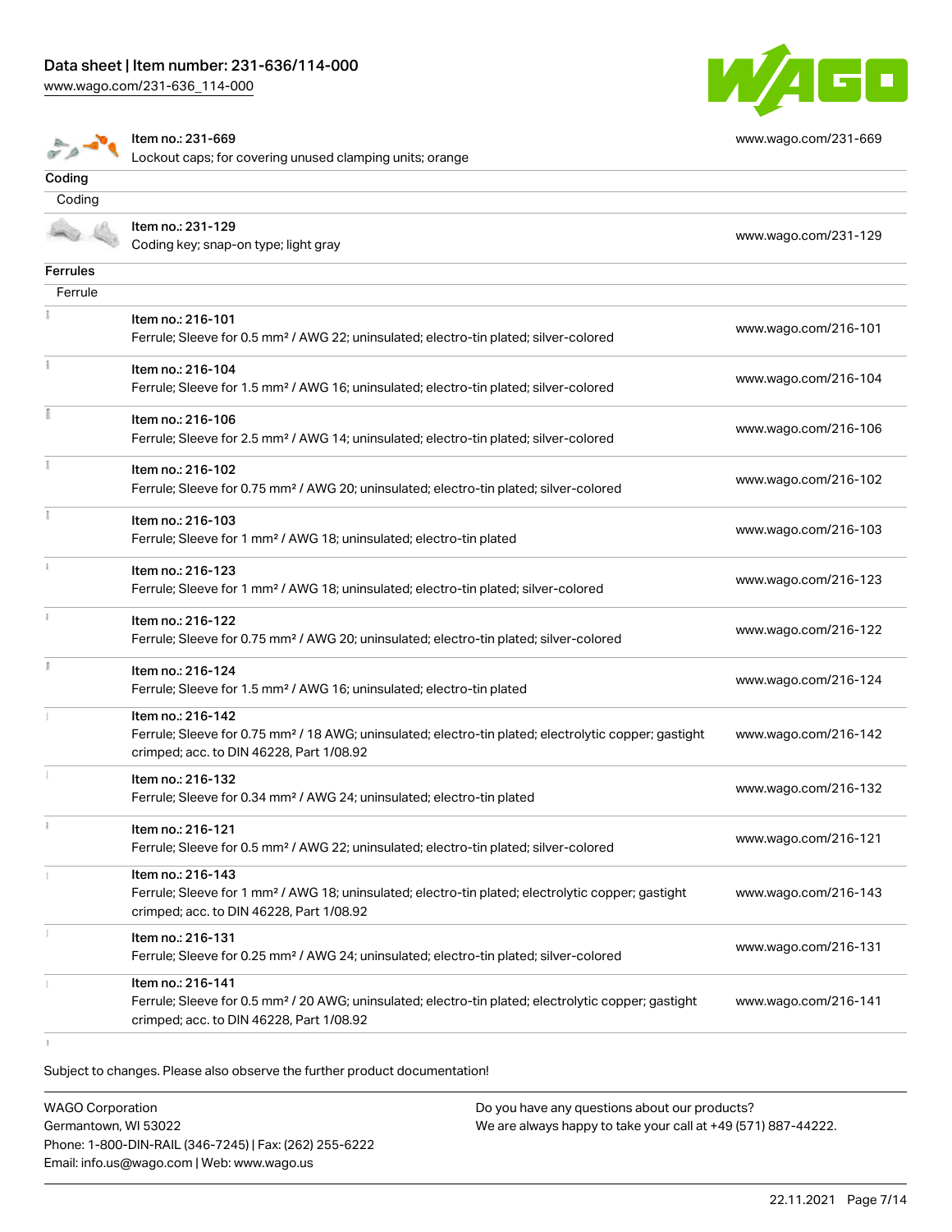| Item | URL |
| --- | --- |
| Item no.: 231-669<br>Lockout caps; for covering unused clamping units; orange | www.wago.com/231-669 |

## Coding

Coding

| Item | URL |
| --- | --- |
| Item no.: 231-129<br>Coding key; snap-on type; light gray | www.wago.com/231-129 |

## Ferrules

Ferrule

| Item | URL |
| --- | --- |
| Item no.: 216-101<br>Ferrule; Sleeve for 0.5 mm² / AWG 22; uninsulated; electro-tin plated; silver-colored | www.wago.com/216-101 |
| Item no.: 216-104<br>Ferrule; Sleeve for 1.5 mm² / AWG 16; uninsulated; electro-tin plated; silver-colored | www.wago.com/216-104 |
| Item no.: 216-106<br>Ferrule; Sleeve for 2.5 mm² / AWG 14; uninsulated; electro-tin plated; silver-colored | www.wago.com/216-106 |
| Item no.: 216-102<br>Ferrule; Sleeve for 0.75 mm² / AWG 20; uninsulated; electro-tin plated; silver-colored | www.wago.com/216-102 |
| Item no.: 216-103<br>Ferrule; Sleeve for 1 mm² / AWG 18; uninsulated; electro-tin plated | www.wago.com/216-103 |
| Item no.: 216-123<br>Ferrule; Sleeve for 1 mm² / AWG 18; uninsulated; electro-tin plated; silver-colored | www.wago.com/216-123 |
| Item no.: 216-122<br>Ferrule; Sleeve for 0.75 mm² / AWG 20; uninsulated; electro-tin plated; silver-colored | www.wago.com/216-122 |
| Item no.: 216-124<br>Ferrule; Sleeve for 1.5 mm² / AWG 16; uninsulated; electro-tin plated | www.wago.com/216-124 |
| Item no.: 216-142<br>Ferrule; Sleeve for 0.75 mm² / 18 AWG; uninsulated; electro-tin plated; electrolytic copper; gastight crimped; acc. to DIN 46228, Part 1/08.92 | www.wago.com/216-142 |
| Item no.: 216-132<br>Ferrule; Sleeve for 0.34 mm² / AWG 24; uninsulated; electro-tin plated | www.wago.com/216-132 |
| Item no.: 216-121<br>Ferrule; Sleeve for 0.5 mm² / AWG 22; uninsulated; electro-tin plated; silver-colored | www.wago.com/216-121 |
| Item no.: 216-143<br>Ferrule; Sleeve for 1 mm² / AWG 18; uninsulated; electro-tin plated; electrolytic copper; gastight crimped; acc. to DIN 46228, Part 1/08.92 | www.wago.com/216-143 |
| Item no.: 216-131<br>Ferrule; Sleeve for 0.25 mm² / AWG 24; uninsulated; electro-tin plated; silver-colored | www.wago.com/216-131 |
| Item no.: 216-141<br>Ferrule; Sleeve for 0.5 mm² / 20 AWG; uninsulated; electro-tin plated; electrolytic copper; gastight crimped; acc. to DIN 46228, Part 1/08.92 | www.wago.com/216-141 |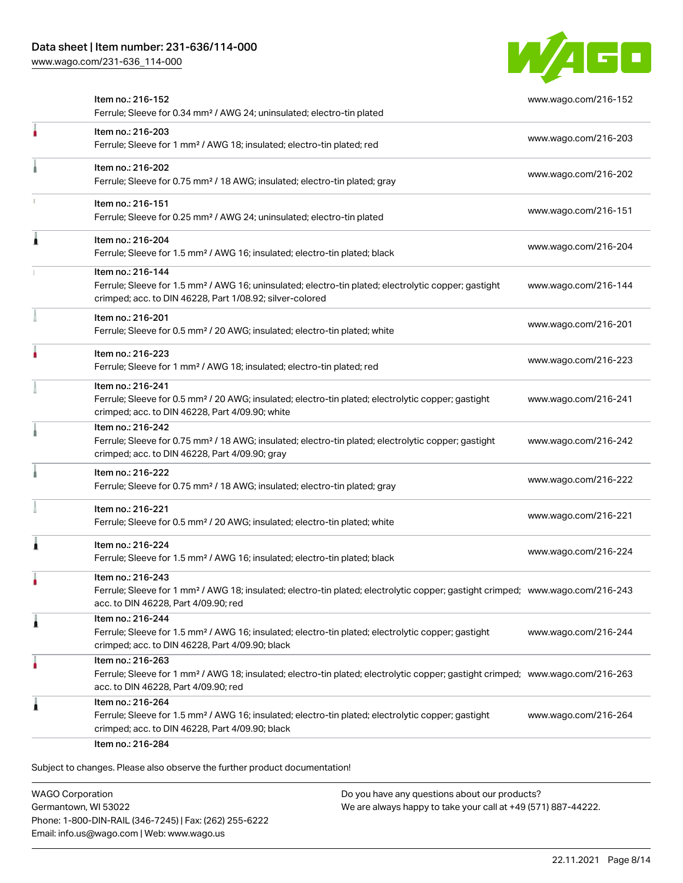| Item | URL |
| --- | --- |
| Item no.: 216-152<br>Ferrule; Sleeve for 0.34 mm² / AWG 24; uninsulated; electro-tin plated | www.wago.com/216-152 |
| Item no.: 216-203<br>Ferrule; Sleeve for 1 mm² / AWG 18; insulated; electro-tin plated; red | www.wago.com/216-203 |
| Item no.: 216-202<br>Ferrule; Sleeve for 0.75 mm² / 18 AWG; insulated; electro-tin plated; gray | www.wago.com/216-202 |
| Item no.: 216-151<br>Ferrule; Sleeve for 0.25 mm² / AWG 24; uninsulated; electro-tin plated | www.wago.com/216-151 |
| Item no.: 216-204<br>Ferrule; Sleeve for 1.5 mm² / AWG 16; insulated; electro-tin plated; black | www.wago.com/216-204 |
| Item no.: 216-144<br>Ferrule; Sleeve for 1.5 mm² / AWG 16; uninsulated; electro-tin plated; electrolytic copper; gastight crimped; acc. to DIN 46228, Part 1/08.92; silver-colored | www.wago.com/216-144 |
| Item no.: 216-201<br>Ferrule; Sleeve for 0.5 mm² / 20 AWG; insulated; electro-tin plated; white | www.wago.com/216-201 |
| Item no.: 216-223<br>Ferrule; Sleeve for 1 mm² / AWG 18; insulated; electro-tin plated; red | www.wago.com/216-223 |
| Item no.: 216-241<br>Ferrule; Sleeve for 0.5 mm² / 20 AWG; insulated; electro-tin plated; electrolytic copper; gastight crimped; acc. to DIN 46228, Part 4/09.90; white | www.wago.com/216-241 |
| Item no.: 216-242<br>Ferrule; Sleeve for 0.75 mm² / 18 AWG; insulated; electro-tin plated; electrolytic copper; gastight crimped; acc. to DIN 46228, Part 4/09.90; gray | www.wago.com/216-242 |
| Item no.: 216-222<br>Ferrule; Sleeve for 0.75 mm² / 18 AWG; insulated; electro-tin plated; gray | www.wago.com/216-222 |
| Item no.: 216-221<br>Ferrule; Sleeve for 0.5 mm² / 20 AWG; insulated; electro-tin plated; white | www.wago.com/216-221 |
| Item no.: 216-224<br>Ferrule; Sleeve for 1.5 mm² / AWG 16; insulated; electro-tin plated; black | www.wago.com/216-224 |
| Item no.: 216-243<br>Ferrule; Sleeve for 1 mm² / AWG 18; insulated; electro-tin plated; electrolytic copper; gastight crimped; acc. to DIN 46228, Part 4/09.90; red | www.wago.com/216-243 |
| Item no.: 216-244<br>Ferrule; Sleeve for 1.5 mm² / AWG 16; insulated; electro-tin plated; electrolytic copper; gastight crimped; acc. to DIN 46228, Part 4/09.90; black | www.wago.com/216-244 |
| Item no.: 216-263<br>Ferrule; Sleeve for 1 mm² / AWG 18; insulated; electro-tin plated; electrolytic copper; gastight crimped; acc. to DIN 46228, Part 4/09.90; red | www.wago.com/216-263 |
| Item no.: 216-264<br>Ferrule; Sleeve for 1.5 mm² / AWG 16; insulated; electro-tin plated; electrolytic copper; gastight crimped; acc. to DIN 46228, Part 4/09.90; black | www.wago.com/216-264 |
| Item no.: 216-284 | |

Subject to changes. Please also observe the further product documentation!

WAGO Corporation
Germantown, WI 53022
Phone: 1-800-DIN-RAIL (346-7245) | Fax: (262) 255-6222
Email: info.us@wago.com | Web: www.wago.us

Do you have any questions about our products?
We are always happy to take your call at +49 (571) 887-44222.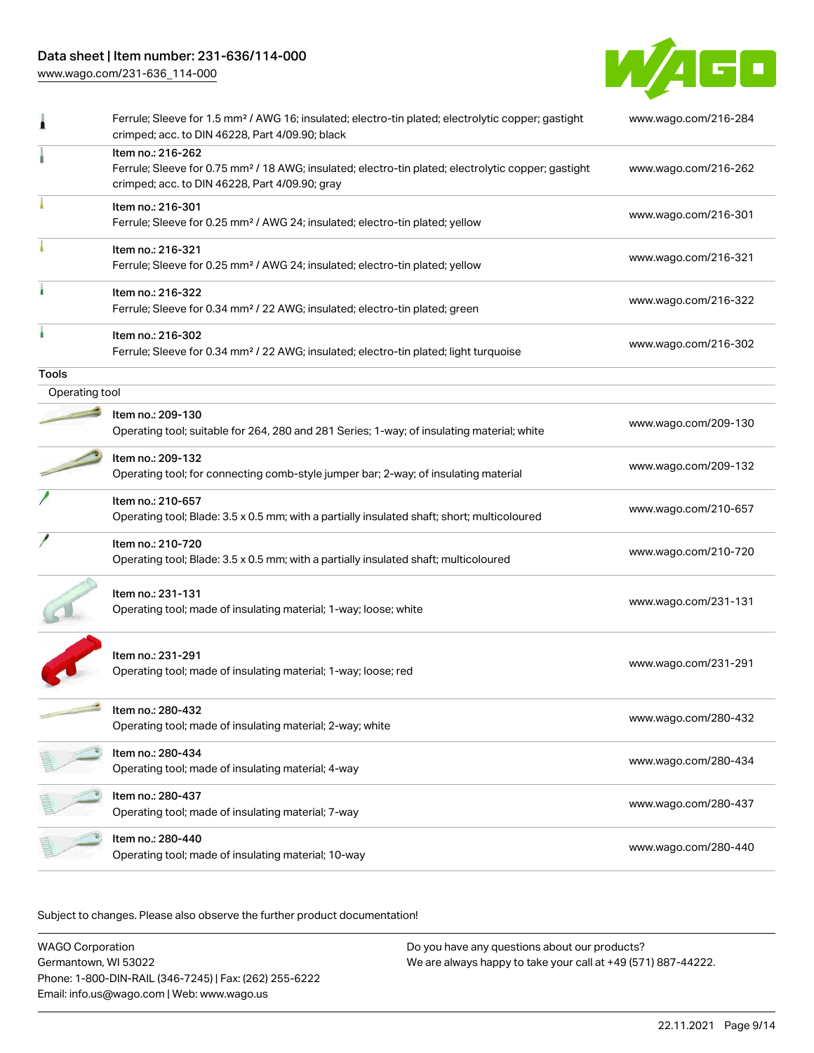| | Description | Link |
| --- | --- | --- |
| | Ferrule; Sleeve for 1.5 mm² / AWG 16; insulated; electro-tin plated; electrolytic copper; gastight crimped; acc. to DIN 46228, Part 4/09.90; black | www.wago.com/216-284 |
| | Item no.: 216-262<br>Ferrule; Sleeve for 0.75 mm² / 18 AWG; insulated; electro-tin plated; electrolytic copper; gastight crimped; acc. to DIN 46228, Part 4/09.90; gray | www.wago.com/216-262 |
| | Item no.: 216-301<br>Ferrule; Sleeve for 0.25 mm² / AWG 24; insulated; electro-tin plated; yellow | www.wago.com/216-301 |
| | Item no.: 216-321<br>Ferrule; Sleeve for 0.25 mm² / AWG 24; insulated; electro-tin plated; yellow | www.wago.com/216-321 |
| | Item no.: 216-322<br>Ferrule; Sleeve for 0.34 mm² / 22 AWG; insulated; electro-tin plated; green | www.wago.com/216-322 |
| | Item no.: 216-302<br>Ferrule; Sleeve for 0.34 mm² / 22 AWG; insulated; electro-tin plated; light turquoise | www.wago.com/216-302 |

## Tools

### Operating tool

| | Description | Link |
| --- | --- | --- |
| | Item no.: 209-130<br>Operating tool; suitable for 264, 280 and 281 Series; 1-way; of insulating material; white | www.wago.com/209-130 |
| | Item no.: 209-132<br>Operating tool; for connecting comb-style jumper bar; 2-way; of insulating material | www.wago.com/209-132 |
| | Item no.: 210-657<br>Operating tool; Blade: 3.5 x 0.5 mm; with a partially insulated shaft; short; multicoloured | www.wago.com/210-657 |
| | Item no.: 210-720<br>Operating tool; Blade: 3.5 x 0.5 mm; with a partially insulated shaft; multicoloured | www.wago.com/210-720 |
| | Item no.: 231-131<br>Operating tool; made of insulating material; 1-way; loose; white | www.wago.com/231-131 |
| | Item no.: 231-291<br>Operating tool; made of insulating material; 1-way; loose; red | www.wago.com/231-291 |
| | Item no.: 280-432<br>Operating tool; made of insulating material; 2-way; white | www.wago.com/280-432 |
| | Item no.: 280-434<br>Operating tool; made of insulating material; 4-way | www.wago.com/280-434 |
| | Item no.: 280-437<br>Operating tool; made of insulating material; 7-way | www.wago.com/280-437 |
| | Item no.: 280-440<br>Operating tool; made of insulating material; 10-way | www.wago.com/280-440 |

Subject to changes. Please also observe the further product documentation!

WAGO Corporation
Germantown, WI 53022
Phone: 1-800-DIN-RAIL (346-7245) | Fax: (262) 255-6222
Email: info.us@wago.com | Web: www.wago.us

Do you have any questions about our products?
We are always happy to take your call at +49 (571) 887-44222.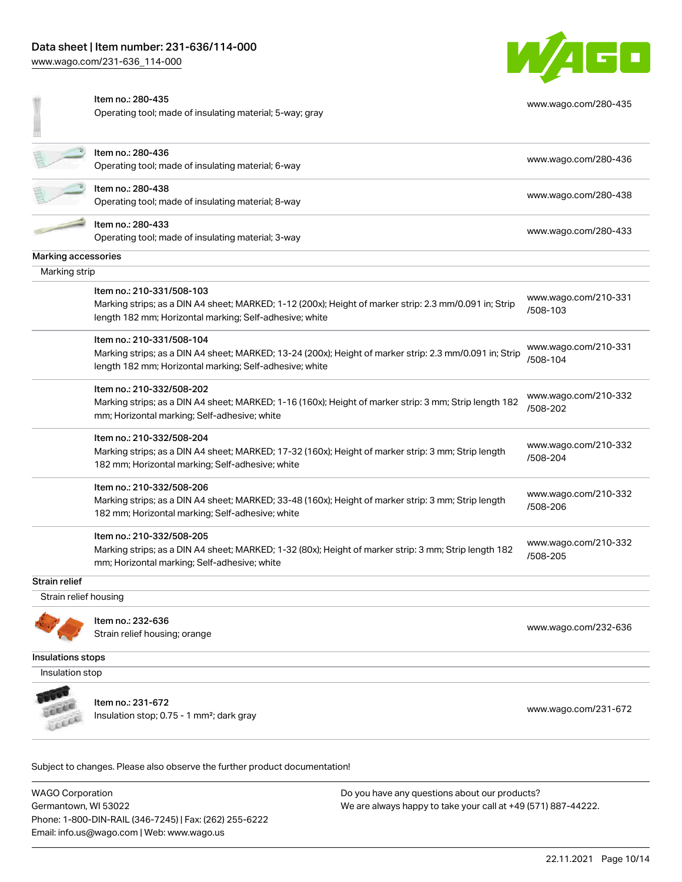| | | |
|---|---|---|
| | Item no.: 280-435<br>Operating tool; made of insulating material; 5-way; gray | www.wago.com/280-435 |
| | Item no.: 280-436<br>Operating tool; made of insulating material; 6-way | www.wago.com/280-436 |
| | Item no.: 280-438<br>Operating tool; made of insulating material; 8-way | www.wago.com/280-438 |
| | Item no.: 280-433<br>Operating tool; made of insulating material; 3-way | www.wago.com/280-433 |

## Marking accessories

### Marking strip

| | | |
|---|---|---|
| | Item no.: 210-331/508-103<br>Marking strips; as a DIN A4 sheet; MARKED; 1-12 (200x); Height of marker strip: 2.3 mm/0.091 in; Strip length 182 mm; Horizontal marking; Self-adhesive; white | www.wago.com/210-331/508-103 |
| | Item no.: 210-331/508-104<br>Marking strips; as a DIN A4 sheet; MARKED; 13-24 (200x); Height of marker strip: 2.3 mm/0.091 in; Strip length 182 mm; Horizontal marking; Self-adhesive; white | www.wago.com/210-331/508-104 |
| | Item no.: 210-332/508-202<br>Marking strips; as a DIN A4 sheet; MARKED; 1-16 (160x); Height of marker strip: 3 mm; Strip length 182 mm; Horizontal marking; Self-adhesive; white | www.wago.com/210-332/508-202 |
| | Item no.: 210-332/508-204<br>Marking strips; as a DIN A4 sheet; MARKED; 17-32 (160x); Height of marker strip: 3 mm; Strip length 182 mm; Horizontal marking; Self-adhesive; white | www.wago.com/210-332/508-204 |
| | Item no.: 210-332/508-206<br>Marking strips; as a DIN A4 sheet; MARKED; 33-48 (160x); Height of marker strip: 3 mm; Strip length 182 mm; Horizontal marking; Self-adhesive; white | www.wago.com/210-332/508-206 |
| | Item no.: 210-332/508-205<br>Marking strips; as a DIN A4 sheet; MARKED; 1-32 (80x); Height of marker strip: 3 mm; Strip length 182 mm; Horizontal marking; Self-adhesive; white | www.wago.com/210-332/508-205 |

## Strain relief

### Strain relief housing

| | | |
|---|---|---|
| | Item no.: 232-636<br>Strain relief housing; orange | www.wago.com/232-636 |

## Insulations stops

### Insulation stop

| | | |
|---|---|---|
| | Item no.: 231-672<br>Insulation stop; 0.75 - 1 mm²; dark gray | www.wago.com/231-672 |

Subject to changes. Please also observe the further product documentation!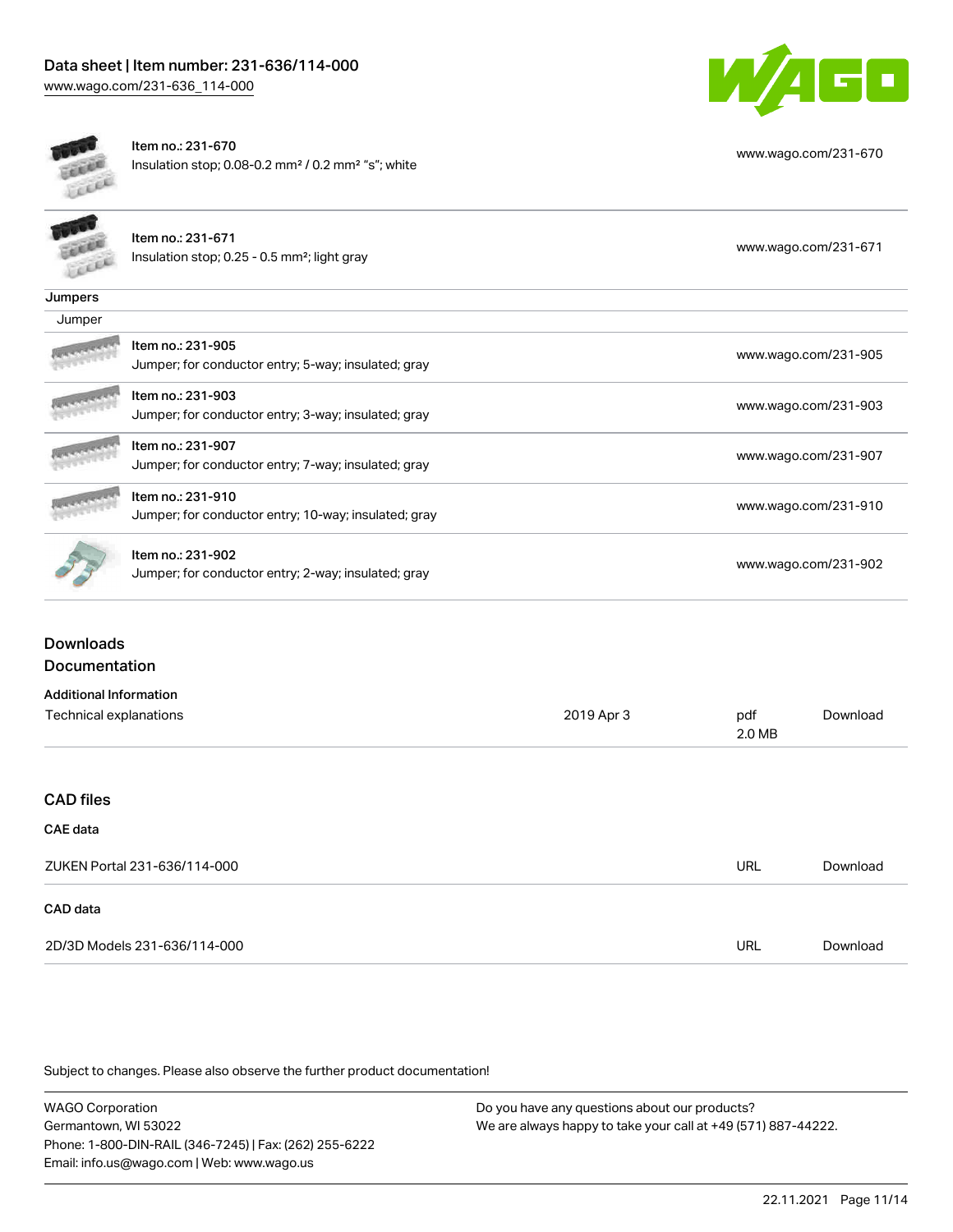| | | |
|---|---|---|
| | Item no.: 231-670<br>Insulation stop; 0.08-0.2 mm² / 0.2 mm² "s"; white | www.wago.com/231-670 |
| | Item no.: 231-671<br>Insulation stop; 0.25 - 0.5 mm²; light gray | www.wago.com/231-671 |

**Jumpers**

Jumper

| | | |
|---|---|---|
| | Item no.: 231-905<br>Jumper; for conductor entry; 5-way; insulated; gray | www.wago.com/231-905 |
| | Item no.: 231-903<br>Jumper; for conductor entry; 3-way; insulated; gray | www.wago.com/231-903 |
| | Item no.: 231-907<br>Jumper; for conductor entry; 7-way; insulated; gray | www.wago.com/231-907 |
| | Item no.: 231-910<br>Jumper; for conductor entry; 10-way; insulated; gray | www.wago.com/231-910 |
| | Item no.: 231-902<br>Jumper; for conductor entry; 2-way; insulated; gray | www.wago.com/231-902 |

## Downloads

## Documentation

**Additional Information**

| | | | |
|---|---|---|---|
| Technical explanations | 2019 Apr 3 | pdf<br>2.0 MB | Download |

## CAD files

**CAE data**

| | | |
|---|---|---|
| ZUKEN Portal 231-636/114-000 | URL | Download |

**CAD data**

| | | |
|---|---|---|
| 2D/3D Models 231-636/114-000 | URL | Download |

Subject to changes. Please also observe the further product documentation!

WAGO Corporation
Germantown, WI 53022
Phone: 1-800-DIN-RAIL (346-7245) | Fax: (262) 255-6222
Email: info.us@wago.com | Web: www.wago.us

Do you have any questions about our products?
We are always happy to take your call at +49 (571) 887-44222.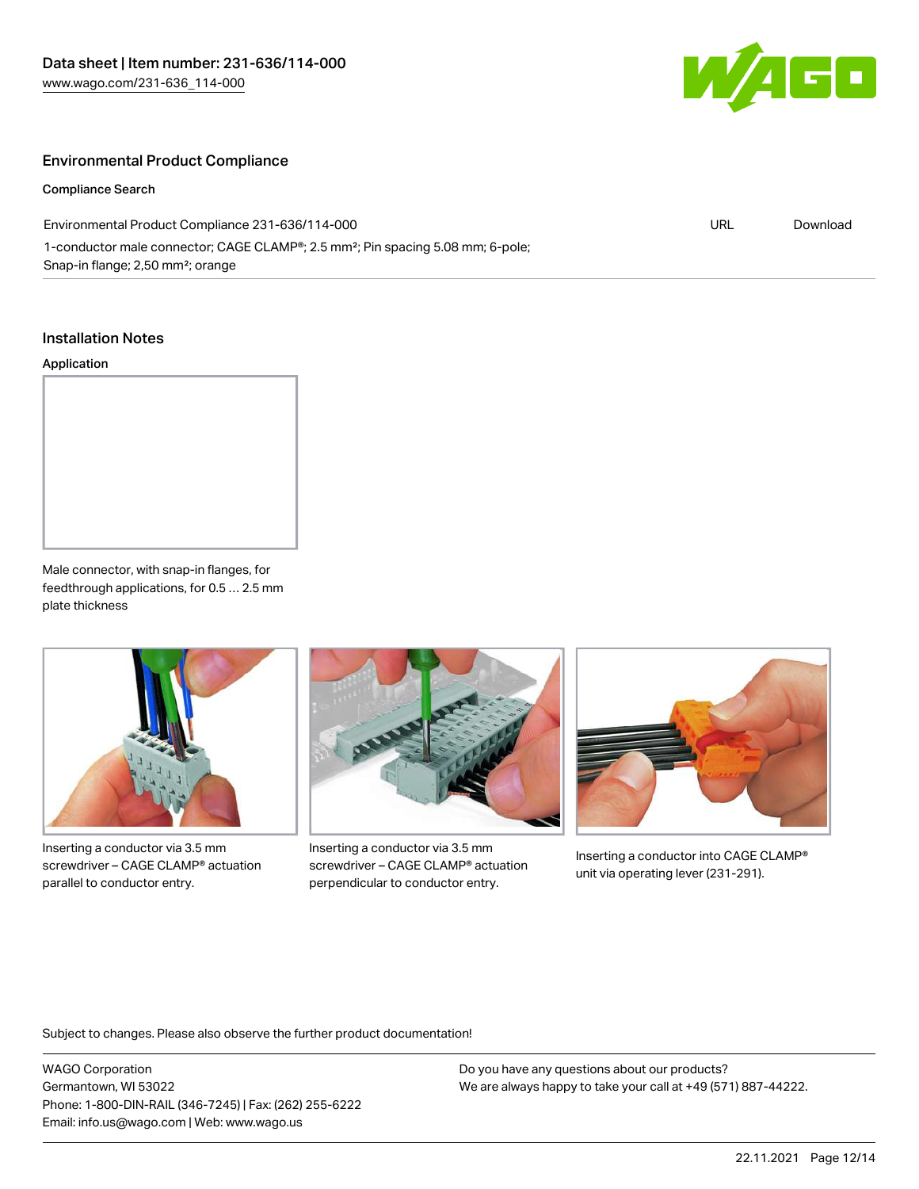## Environmental Product Compliance

### Compliance Search

| Environmental Product Compliance 231-636/114-000 | URL | Download |
| --- | --- | --- |
| 1-conductor male connector; CAGE CLAMP®; 2.5 mm²; Pin spacing 5.08 mm; 6-pole; Snap-in flange; 2,50 mm²; orange | | |

## Installation Notes

### Application

Male connector, with snap-in flanges, for feedthrough applications, for 0.5 … 2.5 mm plate thickness

Inserting a conductor via 3.5 mm screwdriver – CAGE CLAMP® actuation parallel to conductor entry.

Inserting a conductor via 3.5 mm screwdriver – CAGE CLAMP® actuation perpendicular to conductor entry.

Inserting a conductor into CAGE CLAMP® unit via operating lever (231-291).

Subject to changes. Please also observe the further product documentation!

WAGO Corporation
Germantown, WI 53022
Phone: 1-800-DIN-RAIL (346-7245) | Fax: (262) 255-6222
Email: info.us@wago.com | Web: www.wago.us

Do you have any questions about our products?
We are always happy to take your call at +49 (571) 887-44222.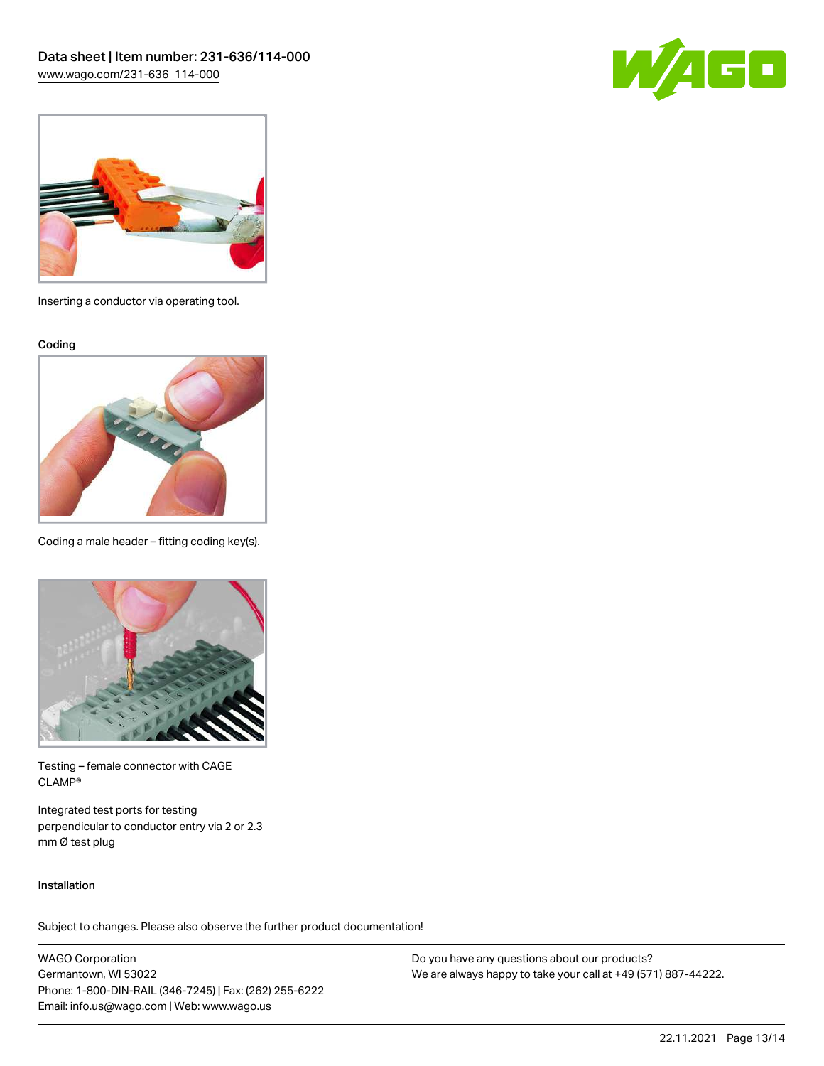Inserting a conductor via operating tool.

### Coding

Coding a male header – fitting coding key(s).

Testing – female connector with CAGE CLAMP®

Integrated test ports for testing perpendicular to conductor entry via 2 or 2.3 mm Ø test plug

### Installation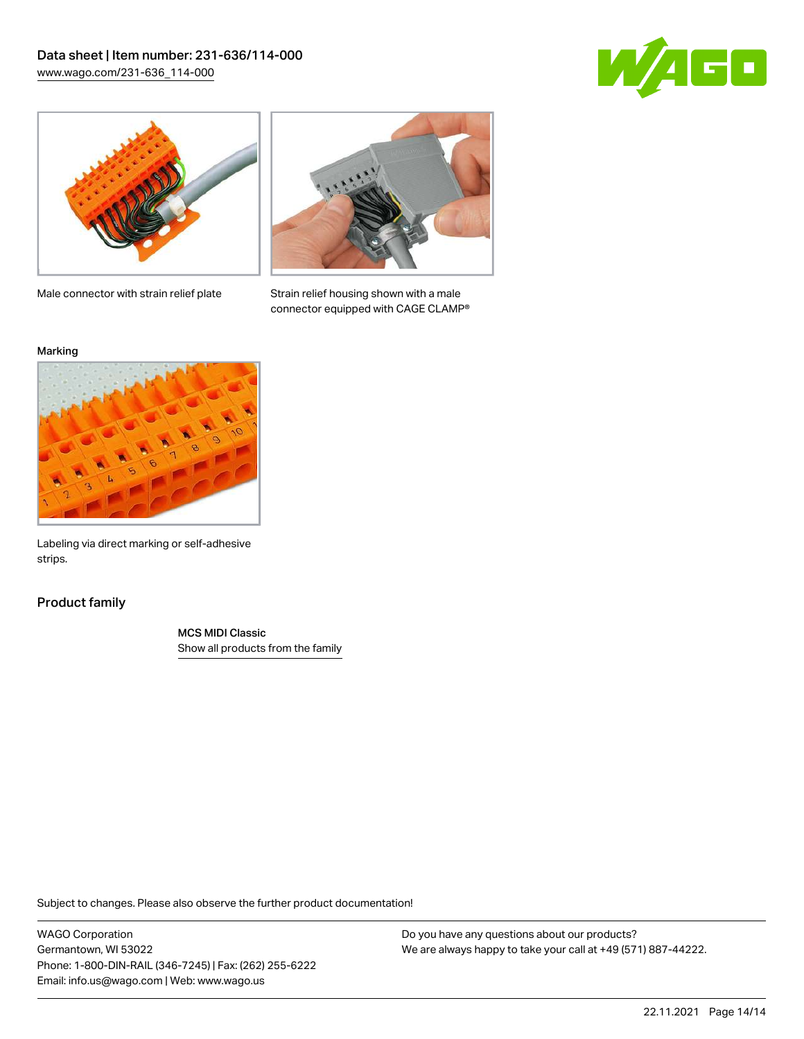Male connector with strain relief plate

Strain relief housing shown with a male connector equipped with CAGE CLAMP®

Marking

Labeling via direct marking or self-adhesive strips.

## Product family

MCS MIDI Classic
Show all products from the family

Subject to changes. Please also observe the further product documentation!

WAGO Corporation
Germantown, WI 53022
Phone: 1-800-DIN-RAIL (346-7245) | Fax: (262) 255-6222
Email: info.us@wago.com | Web: www.wago.us

Do you have any questions about our products?
We are always happy to take your call at +49 (571) 887-44222.